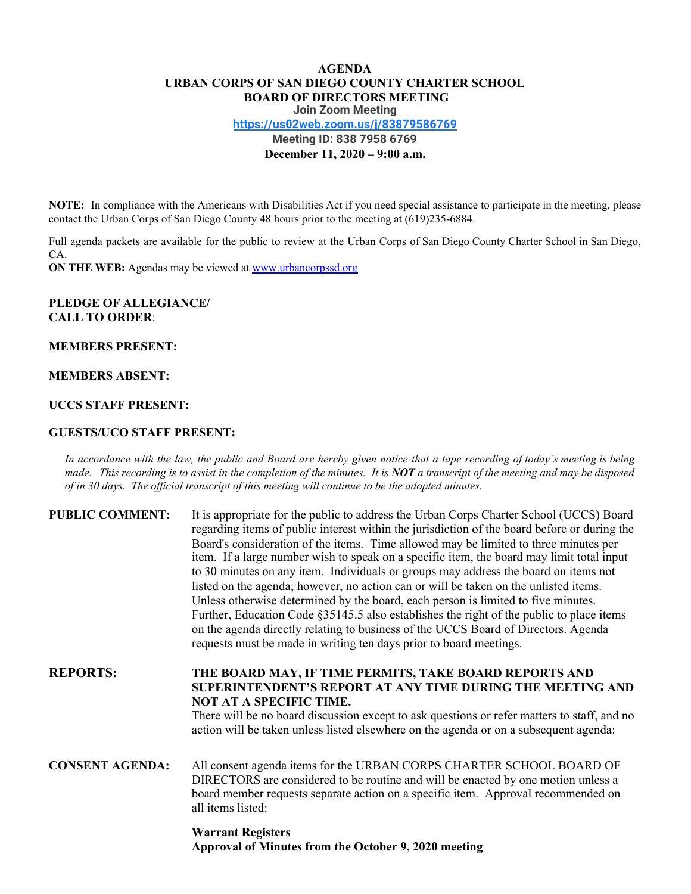# AGENDA
# URBAN CORPS OF SAN DIEGO COUNTY CHARTER SCHOOL
# BOARD OF DIRECTORS MEETING

**Join Zoom Meeting**

**https://us02web.zoom.us/j/83879586769**

**Meeting ID: 838 7958 6769**

**December 11, 2020 – 9:00 a.m.**

**NOTE:** In compliance with the Americans with Disabilities Act if you need special assistance to participate in the meeting, please contact the Urban Corps of San Diego County 48 hours prior to the meeting at (619)235-6884.

Full agenda packets are available for the public to review at the Urban Corps of San Diego County Charter School in San Diego, CA.

**ON THE WEB:** Agendas may be viewed at www.urbancorpssd.org

**PLEDGE OF ALLEGIANCE/**
**CALL TO ORDER**:

**MEMBERS PRESENT:**

**MEMBERS ABSENT:**

**UCCS STAFF PRESENT:**

**GUESTS/UCO STAFF PRESENT:**

*In accordance with the law, the public and Board are hereby given notice that a tape recording of today's meeting is being made. This recording is to assist in the completion of the minutes. It is **NOT** a transcript of the meeting and may be disposed of in 30 days. The official transcript of this meeting will continue to be the adopted minutes.*

**PUBLIC COMMENT:** It is appropriate for the public to address the Urban Corps Charter School (UCCS) Board regarding items of public interest within the jurisdiction of the board before or during the Board's consideration of the items. Time allowed may be limited to three minutes per item. If a large number wish to speak on a specific item, the board may limit total input to 30 minutes on any item. Individuals or groups may address the board on items not listed on the agenda; however, no action can or will be taken on the unlisted items. Unless otherwise determined by the board, each person is limited to five minutes. Further, Education Code §35145.5 also establishes the right of the public to place items on the agenda directly relating to business of the UCCS Board of Directors. Agenda requests must be made in writing ten days prior to board meetings.

**REPORTS:** **THE BOARD MAY, IF TIME PERMITS, TAKE BOARD REPORTS AND SUPERINTENDENT'S REPORT AT ANY TIME DURING THE MEETING AND NOT AT A SPECIFIC TIME.**
There will be no board discussion except to ask questions or refer matters to staff, and no action will be taken unless listed elsewhere on the agenda or on a subsequent agenda:

**CONSENT AGENDA:** All consent agenda items for the URBAN CORPS CHARTER SCHOOL BOARD OF DIRECTORS are considered to be routine and will be enacted by one motion unless a board member requests separate action on a specific item. Approval recommended on all items listed:

**Warrant Registers**
**Approval of Minutes from the October 9, 2020 meeting**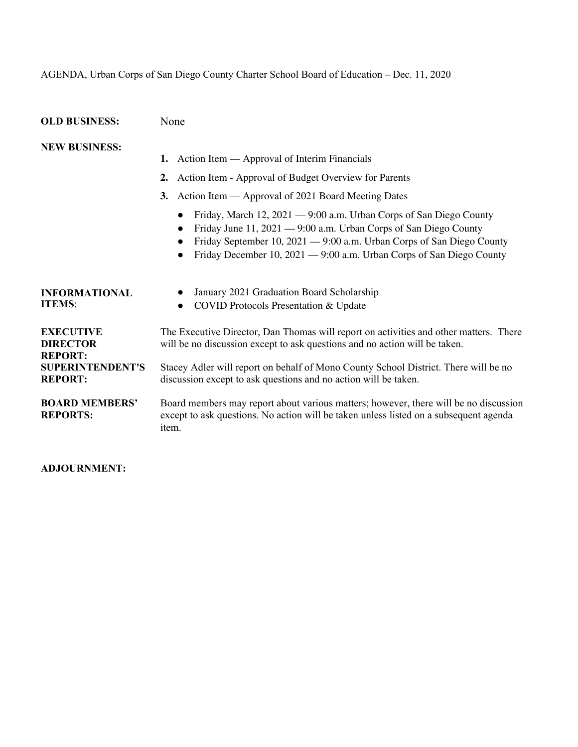AGENDA, Urban Corps of San Diego County Charter School Board of Education – Dec. 11, 2020

**OLD BUSINESS:** None

**NEW BUSINESS:**

1. Action Item — Approval of Interim Financials
2. Action Item - Approval of Budget Overview for Parents
3. Action Item — Approval of 2021 Board Meeting Dates
   - Friday, March 12, 2021 — 9:00 a.m. Urban Corps of San Diego County
   - Friday June 11, 2021 — 9:00 a.m. Urban Corps of San Diego County
   - Friday September 10, 2021 — 9:00 a.m. Urban Corps of San Diego County
   - Friday December 10, 2021 — 9:00 a.m. Urban Corps of San Diego County

**INFORMATIONAL ITEMS:**

- January 2021 Graduation Board Scholarship
- COVID Protocols Presentation & Update

**EXECUTIVE DIRECTOR REPORT:** The Executive Director, Dan Thomas will report on activities and other matters. There will be no discussion except to ask questions and no action will be taken.

**SUPERINTENDENT'S REPORT:** Stacey Adler will report on behalf of Mono County School District. There will be no discussion except to ask questions and no action will be taken.

**BOARD MEMBERS' REPORTS:** Board members may report about various matters; however, there will be no discussion except to ask questions. No action will be taken unless listed on a subsequent agenda item.

**ADJOURNMENT:**